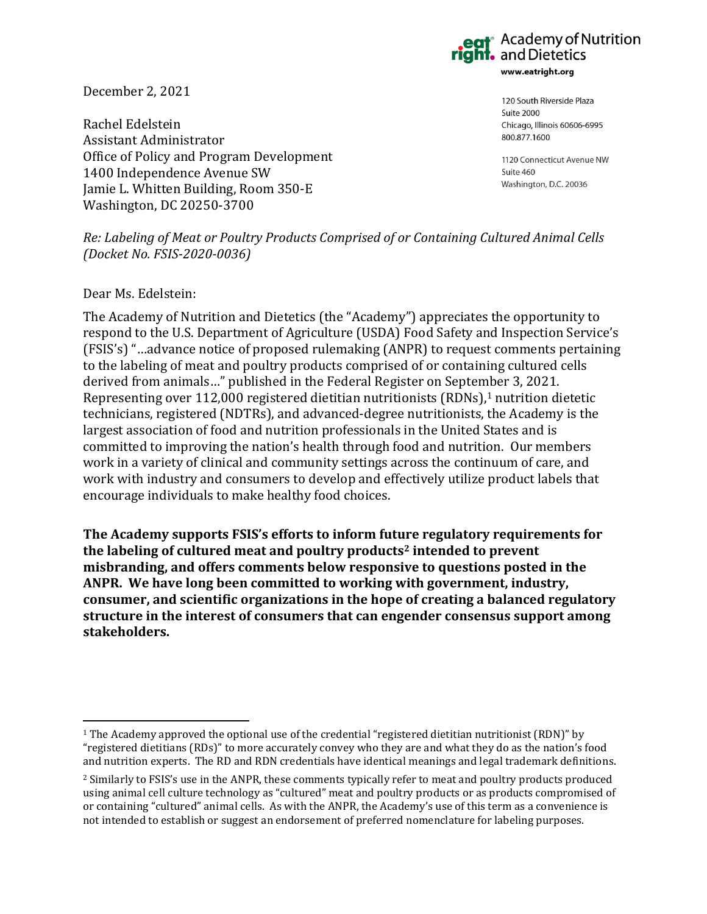Academy of Nutrition and Dietetics
www.eatright.org

120 South Riverside Plaza
Suite 2000
Chicago, Illinois 60606-6995
800.877.1600

1120 Connecticut Avenue NW
Suite 460
Washington, D.C. 20036

December 2, 2021

Rachel Edelstein
Assistant Administrator
Office of Policy and Program Development
1400 Independence Avenue SW
Jamie L. Whitten Building, Room 350-E
Washington, DC 20250-3700

*Re: Labeling of Meat or Poultry Products Comprised of or Containing Cultured Animal Cells (Docket No. FSIS-2020-0036)*

Dear Ms. Edelstein:

The Academy of Nutrition and Dietetics (the "Academy") appreciates the opportunity to respond to the U.S. Department of Agriculture (USDA) Food Safety and Inspection Service's (FSIS's) "…advance notice of proposed rulemaking (ANPR) to request comments pertaining to the labeling of meat and poultry products comprised of or containing cultured cells derived from animals…" published in the Federal Register on September 3, 2021. Representing over 112,000 registered dietitian nutritionists (RDNs),[1] nutrition dietetic technicians, registered (NDTRs), and advanced-degree nutritionists, the Academy is the largest association of food and nutrition professionals in the United States and is committed to improving the nation's health through food and nutrition. Our members work in a variety of clinical and community settings across the continuum of care, and work with industry and consumers to develop and effectively utilize product labels that encourage individuals to make healthy food choices.

**The Academy supports FSIS's efforts to inform future regulatory requirements for the labeling of cultured meat and poultry products[2] intended to prevent misbranding, and offers comments below responsive to questions posted in the ANPR. We have long been committed to working with government, industry, consumer, and scientific organizations in the hope of creating a balanced regulatory structure in the interest of consumers that can engender consensus support among stakeholders.**

---

[1] The Academy approved the optional use of the credential "registered dietitian nutritionist (RDN)" by "registered dietitians (RDs)" to more accurately convey who they are and what they do as the nation's food and nutrition experts. The RD and RDN credentials have identical meanings and legal trademark definitions.

[2] Similarly to FSIS's use in the ANPR, these comments typically refer to meat and poultry products produced using animal cell culture technology as "cultured" meat and poultry products or as products compromised of or containing "cultured" animal cells. As with the ANPR, the Academy's use of this term as a convenience is not intended to establish or suggest an endorsement of preferred nomenclature for labeling purposes.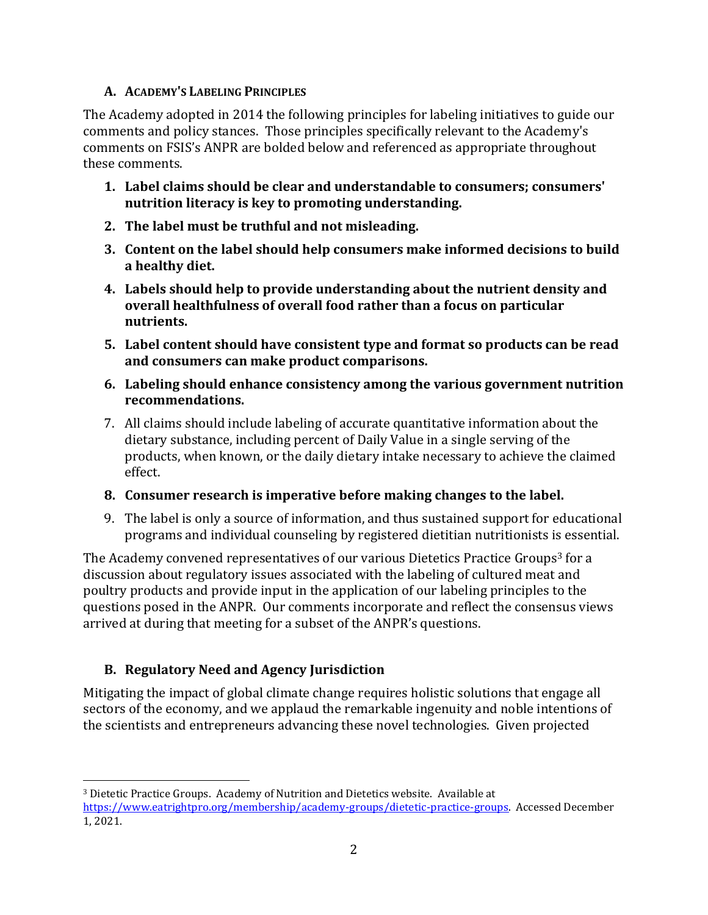### A. Academy's Labeling Principles

The Academy adopted in 2014 the following principles for labeling initiatives to guide our comments and policy stances. Those principles specifically relevant to the Academy's comments on FSIS's ANPR are bolded below and referenced as appropriate throughout these comments.

1. **Label claims should be clear and understandable to consumers; consumers' nutrition literacy is key to promoting understanding.**
2. **The label must be truthful and not misleading.**
3. **Content on the label should help consumers make informed decisions to build a healthy diet.**
4. **Labels should help to provide understanding about the nutrient density and overall healthfulness of overall food rather than a focus on particular nutrients.**
5. **Label content should have consistent type and format so products can be read and consumers can make product comparisons.**
6. **Labeling should enhance consistency among the various government nutrition recommendations.**
7. All claims should include labeling of accurate quantitative information about the dietary substance, including percent of Daily Value in a single serving of the products, when known, or the daily dietary intake necessary to achieve the claimed effect.
8. **Consumer research is imperative before making changes to the label.**
9. The label is only a source of information, and thus sustained support for educational programs and individual counseling by registered dietitian nutritionists is essential.

The Academy convened representatives of our various Dietetics Practice Groups[3] for a discussion about regulatory issues associated with the labeling of cultured meat and poultry products and provide input in the application of our labeling principles to the questions posed in the ANPR. Our comments incorporate and reflect the consensus views arrived at during that meeting for a subset of the ANPR's questions.

### B. Regulatory Need and Agency Jurisdiction

Mitigating the impact of global climate change requires holistic solutions that engage all sectors of the economy, and we applaud the remarkable ingenuity and noble intentions of the scientists and entrepreneurs advancing these novel technologies. Given projected

---

[3] Dietetic Practice Groups. Academy of Nutrition and Dietetics website. Available at https://www.eatrightpro.org/membership/academy-groups/dietetic-practice-groups. Accessed December 1, 2021.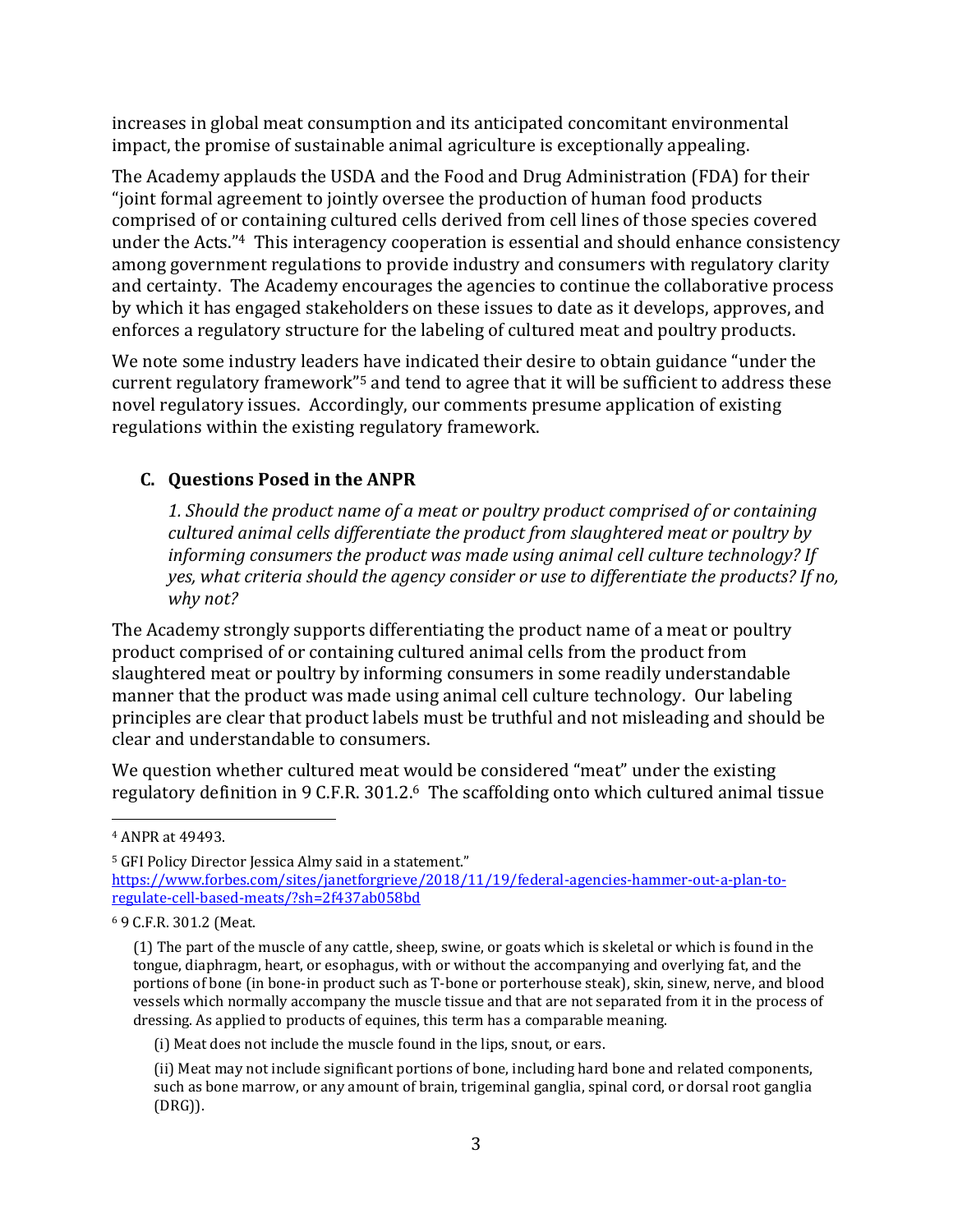increases in global meat consumption and its anticipated concomitant environmental impact, the promise of sustainable animal agriculture is exceptionally appealing.

The Academy applauds the USDA and the Food and Drug Administration (FDA) for their "joint formal agreement to jointly oversee the production of human food products comprised of or containing cultured cells derived from cell lines of those species covered under the Acts."[4] This interagency cooperation is essential and should enhance consistency among government regulations to provide industry and consumers with regulatory clarity and certainty. The Academy encourages the agencies to continue the collaborative process by which it has engaged stakeholders on these issues to date as it develops, approves, and enforces a regulatory structure for the labeling of cultured meat and poultry products.

We note some industry leaders have indicated their desire to obtain guidance "under the current regulatory framework"[5] and tend to agree that it will be sufficient to address these novel regulatory issues. Accordingly, our comments presume application of existing regulations within the existing regulatory framework.

## C. Questions Posed in the ANPR

*1. Should the product name of a meat or poultry product comprised of or containing cultured animal cells differentiate the product from slaughtered meat or poultry by informing consumers the product was made using animal cell culture technology? If yes, what criteria should the agency consider or use to differentiate the products? If no, why not?*

The Academy strongly supports differentiating the product name of a meat or poultry product comprised of or containing cultured animal cells from the product from slaughtered meat or poultry by informing consumers in some readily understandable manner that the product was made using animal cell culture technology. Our labeling principles are clear that product labels must be truthful and not misleading and should be clear and understandable to consumers.

We question whether cultured meat would be considered "meat" under the existing regulatory definition in 9 C.F.R. 301.2.[6] The scaffolding onto which cultured animal tissue

---

[4] ANPR at 49493.

[5] GFI Policy Director Jessica Almy said in a statement."
https://www.forbes.com/sites/janetforgrieve/2018/11/19/federal-agencies-hammer-out-a-plan-to-regulate-cell-based-meats/?sh=2f437ab058bd

[6] 9 C.F.R. 301.2 (Meat.

(1) The part of the muscle of any cattle, sheep, swine, or goats which is skeletal or which is found in the tongue, diaphragm, heart, or esophagus, with or without the accompanying and overlying fat, and the portions of bone (in bone-in product such as T-bone or porterhouse steak), skin, sinew, nerve, and blood vessels which normally accompany the muscle tissue and that are not separated from it in the process of dressing. As applied to products of equines, this term has a comparable meaning.

(i) Meat does not include the muscle found in the lips, snout, or ears.

(ii) Meat may not include significant portions of bone, including hard bone and related components, such as bone marrow, or any amount of brain, trigeminal ganglia, spinal cord, or dorsal root ganglia (DRG)).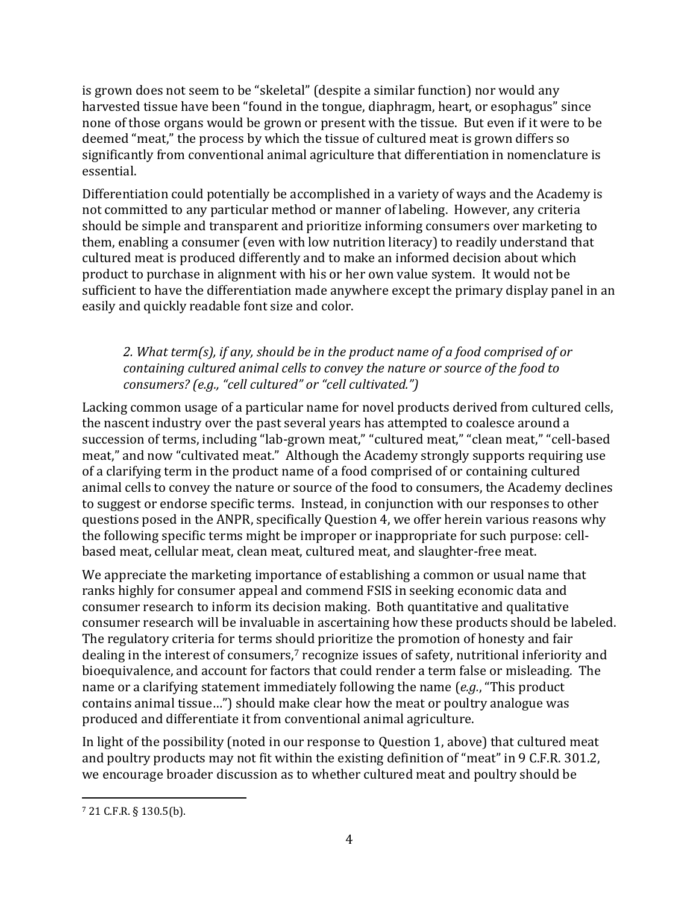is grown does not seem to be "skeletal" (despite a similar function) nor would any harvested tissue have been "found in the tongue, diaphragm, heart, or esophagus" since none of those organs would be grown or present with the tissue. But even if it were to be deemed "meat," the process by which the tissue of cultured meat is grown differs so significantly from conventional animal agriculture that differentiation in nomenclature is essential.

Differentiation could potentially be accomplished in a variety of ways and the Academy is not committed to any particular method or manner of labeling. However, any criteria should be simple and transparent and prioritize informing consumers over marketing to them, enabling a consumer (even with low nutrition literacy) to readily understand that cultured meat is produced differently and to make an informed decision about which product to purchase in alignment with his or her own value system. It would not be sufficient to have the differentiation made anywhere except the primary display panel in an easily and quickly readable font size and color.

> *2. What term(s), if any, should be in the product name of a food comprised of or containing cultured animal cells to convey the nature or source of the food to consumers? (e.g., "cell cultured" or "cell cultivated.")*

Lacking common usage of a particular name for novel products derived from cultured cells, the nascent industry over the past several years has attempted to coalesce around a succession of terms, including "lab-grown meat," "cultured meat," "clean meat," "cell-based meat," and now "cultivated meat." Although the Academy strongly supports requiring use of a clarifying term in the product name of a food comprised of or containing cultured animal cells to convey the nature or source of the food to consumers, the Academy declines to suggest or endorse specific terms. Instead, in conjunction with our responses to other questions posed in the ANPR, specifically Question 4, we offer herein various reasons why the following specific terms might be improper or inappropriate for such purpose: cell-based meat, cellular meat, clean meat, cultured meat, and slaughter-free meat.

We appreciate the marketing importance of establishing a common or usual name that ranks highly for consumer appeal and commend FSIS in seeking economic data and consumer research to inform its decision making. Both quantitative and qualitative consumer research will be invaluable in ascertaining how these products should be labeled. The regulatory criteria for terms should prioritize the promotion of honesty and fair dealing in the interest of consumers,[7] recognize issues of safety, nutritional inferiority and bioequivalence, and account for factors that could render a term false or misleading. The name or a clarifying statement immediately following the name (*e.g.*, "This product contains animal tissue…") should make clear how the meat or poultry analogue was produced and differentiate it from conventional animal agriculture.

In light of the possibility (noted in our response to Question 1, above) that cultured meat and poultry products may not fit within the existing definition of "meat" in 9 C.F.R. 301.2, we encourage broader discussion as to whether cultured meat and poultry should be

---

[7] 21 C.F.R. § 130.5(b).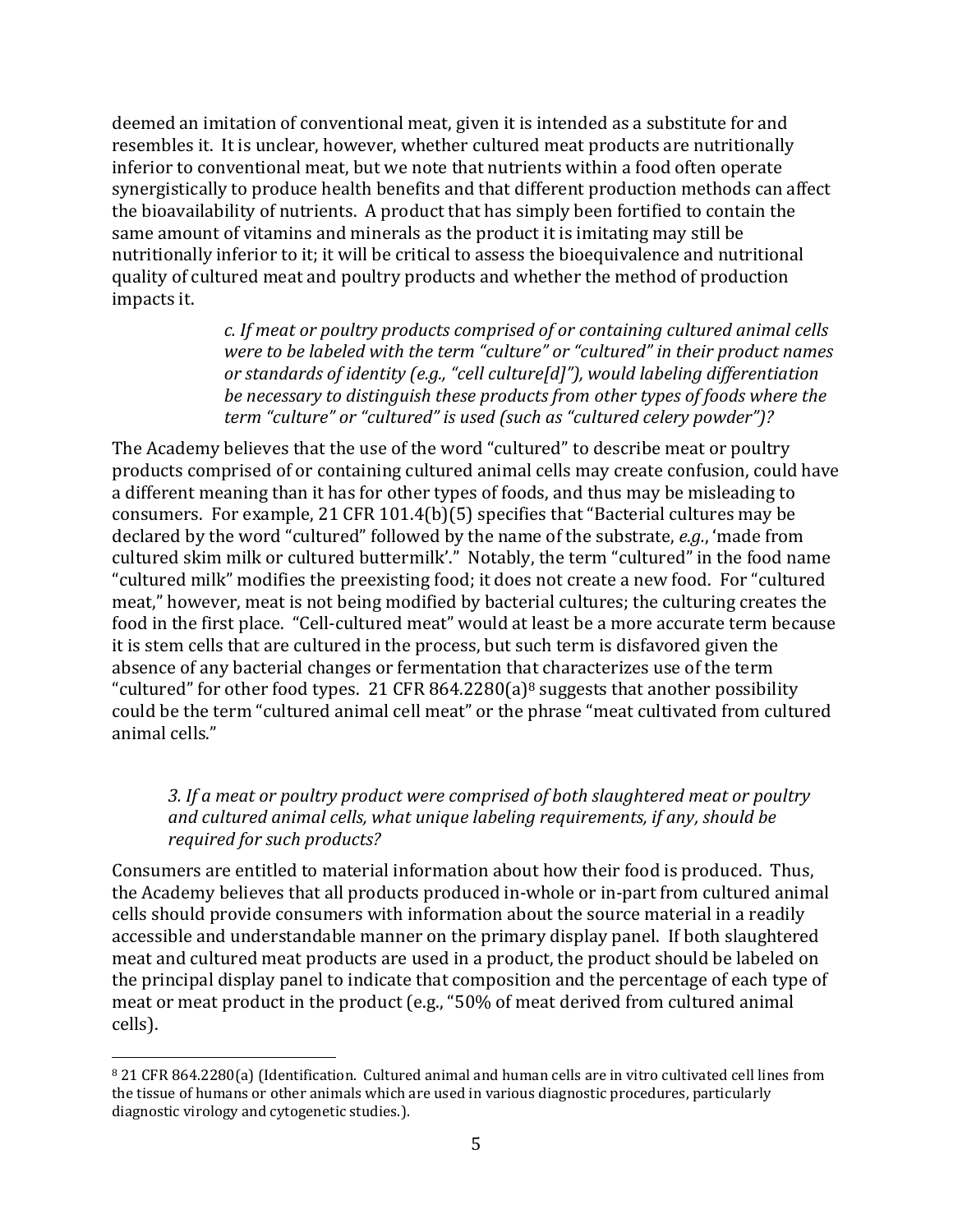deemed an imitation of conventional meat, given it is intended as a substitute for and resembles it. It is unclear, however, whether cultured meat products are nutritionally inferior to conventional meat, but we note that nutrients within a food often operate synergistically to produce health benefits and that different production methods can affect the bioavailability of nutrients. A product that has simply been fortified to contain the same amount of vitamins and minerals as the product it is imitating may still be nutritionally inferior to it; it will be critical to assess the bioequivalence and nutritional quality of cultured meat and poultry products and whether the method of production impacts it.

> *c. If meat or poultry products comprised of or containing cultured animal cells were to be labeled with the term "culture" or "cultured" in their product names or standards of identity (e.g., "cell culture[d]"), would labeling differentiation be necessary to distinguish these products from other types of foods where the term "culture" or "cultured" is used (such as "cultured celery powder")?*

The Academy believes that the use of the word "cultured" to describe meat or poultry products comprised of or containing cultured animal cells may create confusion, could have a different meaning than it has for other types of foods, and thus may be misleading to consumers. For example, 21 CFR 101.4(b)(5) specifies that "Bacterial cultures may be declared by the word "cultured" followed by the name of the substrate, *e.g.*, 'made from cultured skim milk or cultured buttermilk'." Notably, the term "cultured" in the food name "cultured milk" modifies the preexisting food; it does not create a new food. For "cultured meat," however, meat is not being modified by bacterial cultures; the culturing creates the food in the first place. "Cell-cultured meat" would at least be a more accurate term because it is stem cells that are cultured in the process, but such term is disfavored given the absence of any bacterial changes or fermentation that characterizes use of the term "cultured" for other food types. 21 CFR 864.2280(a)[8] suggests that another possibility could be the term "cultured animal cell meat" or the phrase "meat cultivated from cultured animal cells."

> *3. If a meat or poultry product were comprised of both slaughtered meat or poultry and cultured animal cells, what unique labeling requirements, if any, should be required for such products?*

Consumers are entitled to material information about how their food is produced. Thus, the Academy believes that all products produced in-whole or in-part from cultured animal cells should provide consumers with information about the source material in a readily accessible and understandable manner on the primary display panel. If both slaughtered meat and cultured meat products are used in a product, the product should be labeled on the principal display panel to indicate that composition and the percentage of each type of meat or meat product in the product (e.g., "50% of meat derived from cultured animal cells).

---

[8] 21 CFR 864.2280(a) (Identification. Cultured animal and human cells are in vitro cultivated cell lines from the tissue of humans or other animals which are used in various diagnostic procedures, particularly diagnostic virology and cytogenetic studies.).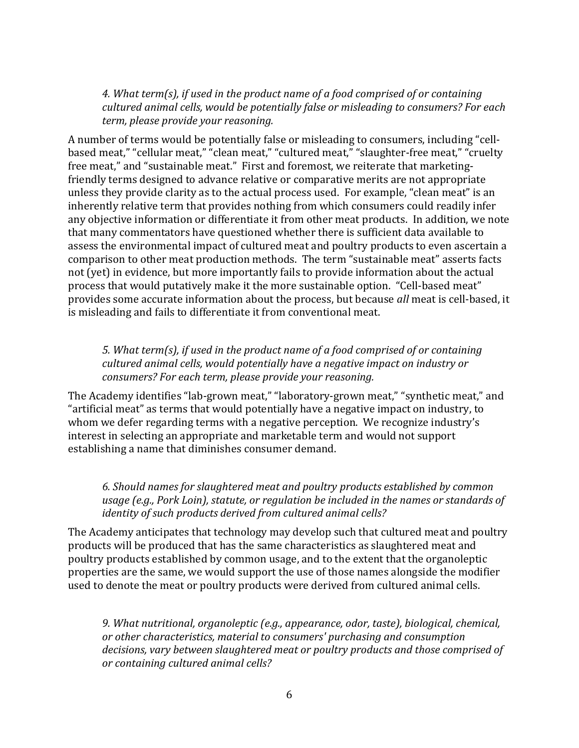*4. What term(s), if used in the product name of a food comprised of or containing cultured animal cells, would be potentially false or misleading to consumers? For each term, please provide your reasoning.*

A number of terms would be potentially false or misleading to consumers, including "cell-based meat," "cellular meat," "clean meat," "cultured meat," "slaughter-free meat," "cruelty free meat," and "sustainable meat." First and foremost, we reiterate that marketing-friendly terms designed to advance relative or comparative merits are not appropriate unless they provide clarity as to the actual process used. For example, "clean meat" is an inherently relative term that provides nothing from which consumers could readily infer any objective information or differentiate it from other meat products. In addition, we note that many commentators have questioned whether there is sufficient data available to assess the environmental impact of cultured meat and poultry products to even ascertain a comparison to other meat production methods. The term "sustainable meat" asserts facts not (yet) in evidence, but more importantly fails to provide information about the actual process that would putatively make it the more sustainable option. "Cell-based meat" provides some accurate information about the process, but because *all* meat is cell-based, it is misleading and fails to differentiate it from conventional meat.

*5. What term(s), if used in the product name of a food comprised of or containing cultured animal cells, would potentially have a negative impact on industry or consumers? For each term, please provide your reasoning.*

The Academy identifies "lab-grown meat," "laboratory-grown meat," "synthetic meat," and "artificial meat" as terms that would potentially have a negative impact on industry, to whom we defer regarding terms with a negative perception. We recognize industry's interest in selecting an appropriate and marketable term and would not support establishing a name that diminishes consumer demand.

*6. Should names for slaughtered meat and poultry products established by common usage (e.g., Pork Loin), statute, or regulation be included in the names or standards of identity of such products derived from cultured animal cells?*

The Academy anticipates that technology may develop such that cultured meat and poultry products will be produced that has the same characteristics as slaughtered meat and poultry products established by common usage, and to the extent that the organoleptic properties are the same, we would support the use of those names alongside the modifier used to denote the meat or poultry products were derived from cultured animal cells.

*9. What nutritional, organoleptic (e.g., appearance, odor, taste), biological, chemical, or other characteristics, material to consumers' purchasing and consumption decisions, vary between slaughtered meat or poultry products and those comprised of or containing cultured animal cells?*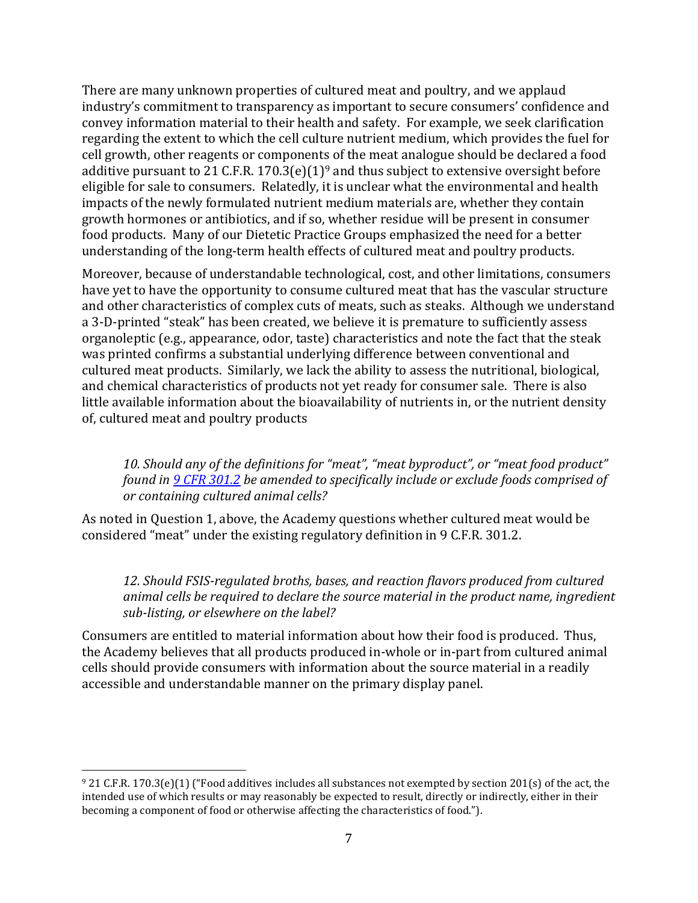There are many unknown properties of cultured meat and poultry, and we applaud industry's commitment to transparency as important to secure consumers' confidence and convey information material to their health and safety. For example, we seek clarification regarding the extent to which the cell culture nutrient medium, which provides the fuel for cell growth, other reagents or components of the meat analogue should be declared a food additive pursuant to 21 C.F.R. 170.3(e)(1)[9] and thus subject to extensive oversight before eligible for sale to consumers. Relatedly, it is unclear what the environmental and health impacts of the newly formulated nutrient medium materials are, whether they contain growth hormones or antibiotics, and if so, whether residue will be present in consumer food products. Many of our Dietetic Practice Groups emphasized the need for a better understanding of the long-term health effects of cultured meat and poultry products.

Moreover, because of understandable technological, cost, and other limitations, consumers have yet to have the opportunity to consume cultured meat that has the vascular structure and other characteristics of complex cuts of meats, such as steaks. Although we understand a 3-D-printed "steak" has been created, we believe it is premature to sufficiently assess organoleptic (e.g., appearance, odor, taste) characteristics and note the fact that the steak was printed confirms a substantial underlying difference between conventional and cultured meat products. Similarly, we lack the ability to assess the nutritional, biological, and chemical characteristics of products not yet ready for consumer sale. There is also little available information about the bioavailability of nutrients in, or the nutrient density of, cultured meat and poultry products

> *10. Should any of the definitions for "meat", "meat byproduct", or "meat food product" found in [9 CFR 301.2]() be amended to specifically include or exclude foods comprised of or containing cultured animal cells?*

As noted in Question 1, above, the Academy questions whether cultured meat would be considered "meat" under the existing regulatory definition in 9 C.F.R. 301.2.

> *12. Should FSIS-regulated broths, bases, and reaction flavors produced from cultured animal cells be required to declare the source material in the product name, ingredient sub-listing, or elsewhere on the label?*

Consumers are entitled to material information about how their food is produced. Thus, the Academy believes that all products produced in-whole or in-part from cultured animal cells should provide consumers with information about the source material in a readily accessible and understandable manner on the primary display panel.

---

[9] 21 C.F.R. 170.3(e)(1) ("Food additives includes all substances not exempted by section 201(s) of the act, the intended use of which results or may reasonably be expected to result, directly or indirectly, either in their becoming a component of food or otherwise affecting the characteristics of food.").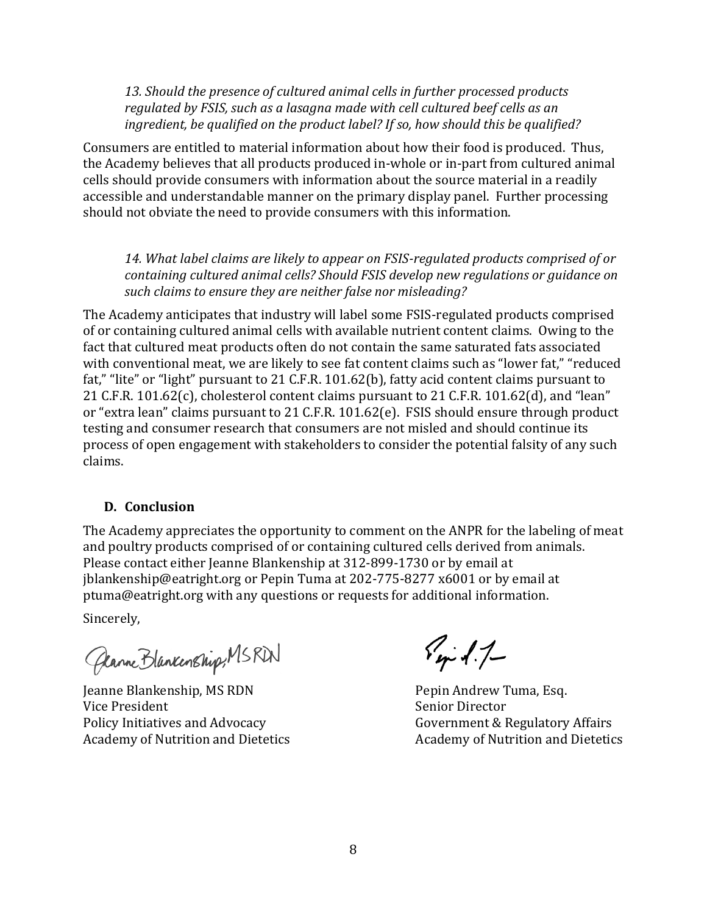*13. Should the presence of cultured animal cells in further processed products regulated by FSIS, such as a lasagna made with cell cultured beef cells as an ingredient, be qualified on the product label? If so, how should this be qualified?*

Consumers are entitled to material information about how their food is produced. Thus, the Academy believes that all products produced in-whole or in-part from cultured animal cells should provide consumers with information about the source material in a readily accessible and understandable manner on the primary display panel. Further processing should not obviate the need to provide consumers with this information.

*14. What label claims are likely to appear on FSIS-regulated products comprised of or containing cultured animal cells? Should FSIS develop new regulations or guidance on such claims to ensure they are neither false nor misleading?*

The Academy anticipates that industry will label some FSIS-regulated products comprised of or containing cultured animal cells with available nutrient content claims. Owing to the fact that cultured meat products often do not contain the same saturated fats associated with conventional meat, we are likely to see fat content claims such as "lower fat," "reduced fat," "lite" or "light" pursuant to 21 C.F.R. 101.62(b), fatty acid content claims pursuant to 21 C.F.R. 101.62(c), cholesterol content claims pursuant to 21 C.F.R. 101.62(d), and "lean" or "extra lean" claims pursuant to 21 C.F.R. 101.62(e). FSIS should ensure through product testing and consumer research that consumers are not misled and should continue its process of open engagement with stakeholders to consider the potential falsity of any such claims.

### D. Conclusion

The Academy appreciates the opportunity to comment on the ANPR for the labeling of meat and poultry products comprised of or containing cultured cells derived from animals. Please contact either Jeanne Blankenship at 312-899-1730 or by email at jblankenship@eatright.org or Pepin Tuma at 202-775-8277 x6001 or by email at ptuma@eatright.org with any questions or requests for additional information.

Sincerely,

Jeanne Blankenship, MS RDN
Vice President
Policy Initiatives and Advocacy
Academy of Nutrition and Dietetics

Pepin Andrew Tuma, Esq.
Senior Director
Government & Regulatory Affairs
Academy of Nutrition and Dietetics